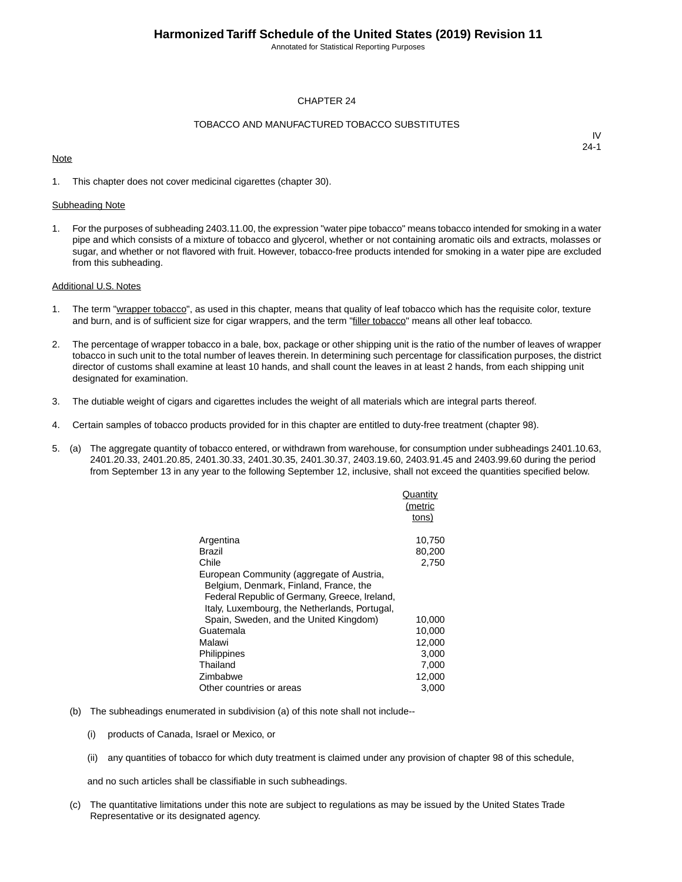# CHAPTER 24

## TOBACCO AND MANUFACTURED TOBACCO SUBSTITUTES

IV
24-1

Note

1. This chapter does not cover medicinal cigarettes (chapter 30).

Subheading Note

1. For the purposes of subheading 2403.11.00, the expression "water pipe tobacco" means tobacco intended for smoking in a water pipe and which consists of a mixture of tobacco and glycerol, whether or not containing aromatic oils and extracts, molasses or sugar, and whether or not flavored with fruit. However, tobacco-free products intended for smoking in a water pipe are excluded from this subheading.

Additional U.S. Notes

1. The term "wrapper tobacco", as used in this chapter, means that quality of leaf tobacco which has the requisite color, texture and burn, and is of sufficient size for cigar wrappers, and the term "filler tobacco" means all other leaf tobacco.

2. The percentage of wrapper tobacco in a bale, box, package or other shipping unit is the ratio of the number of leaves of wrapper tobacco in such unit to the total number of leaves therein. In determining such percentage for classification purposes, the district director of customs shall examine at least 10 hands, and shall count the leaves in at least 2 hands, from each shipping unit designated for examination.

3. The dutiable weight of cigars and cigarettes includes the weight of all materials which are integral parts thereof.

4. Certain samples of tobacco products provided for in this chapter are entitled to duty-free treatment (chapter 98).

5. (a) The aggregate quantity of tobacco entered, or withdrawn from warehouse, for consumption under subheadings 2401.10.63, 2401.20.33, 2401.20.85, 2401.30.33, 2401.30.35, 2401.30.37, 2403.19.60, 2403.91.45 and 2403.99.60 during the period from September 13 in any year to the following September 12, inclusive, shall not exceed the quantities specified below.

| | Quantity (metric tons) |
|---|---|
| Argentina | 10,750 |
| Brazil | 80,200 |
| Chile | 2,750 |
| European Community (aggregate of Austria, Belgium, Denmark, Finland, France, the Federal Republic of Germany, Greece, Ireland, Italy, Luxembourg, the Netherlands, Portugal, Spain, Sweden, and the United Kingdom) | 10,000 |
| Guatemala | 10,000 |
| Malawi | 12,000 |
| Philippines | 3,000 |
| Thailand | 7,000 |
| Zimbabwe | 12,000 |
| Other countries or areas | 3,000 |

   (b) The subheadings enumerated in subdivision (a) of this note shall not include--

      (i) products of Canada, Israel or Mexico, or

      (ii) any quantities of tobacco for which duty treatment is claimed under any provision of chapter 98 of this schedule,

      and no such articles shall be classifiable in such subheadings.

   (c) The quantitative limitations under this note are subject to regulations as may be issued by the United States Trade Representative or its designated agency.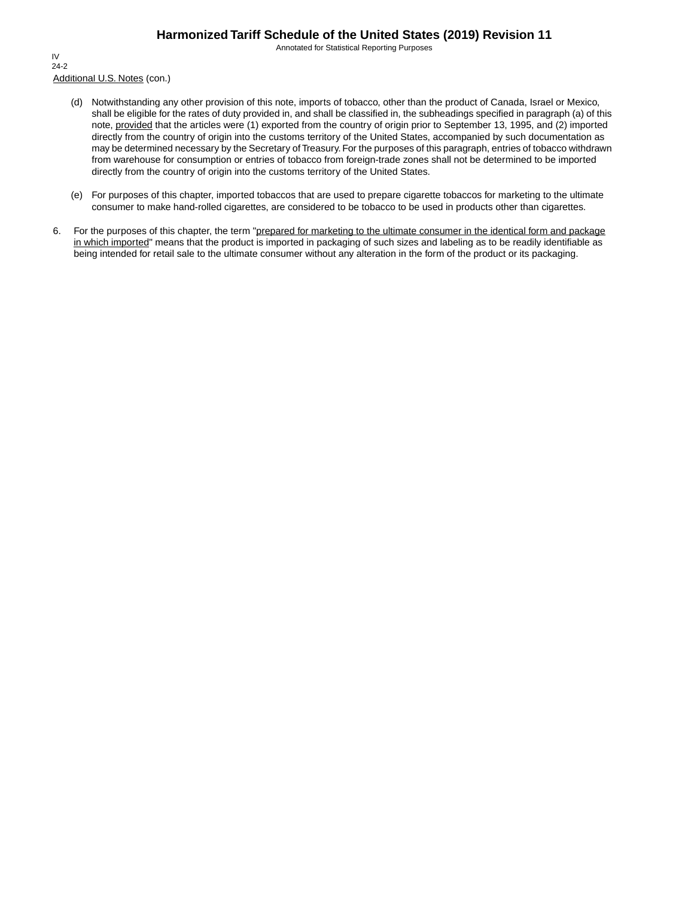Additional U.S. Notes (con.)

(d) Notwithstanding any other provision of this note, imports of tobacco, other than the product of Canada, Israel or Mexico, shall be eligible for the rates of duty provided in, and shall be classified in, the subheadings specified in paragraph (a) of this note, provided that the articles were (1) exported from the country of origin prior to September 13, 1995, and (2) imported directly from the country of origin into the customs territory of the United States, accompanied by such documentation as may be determined necessary by the Secretary of Treasury. For the purposes of this paragraph, entries of tobacco withdrawn from warehouse for consumption or entries of tobacco from foreign-trade zones shall not be determined to be imported directly from the country of origin into the customs territory of the United States.

(e) For purposes of this chapter, imported tobaccos that are used to prepare cigarette tobaccos for marketing to the ultimate consumer to make hand-rolled cigarettes, are considered to be tobacco to be used in products other than cigarettes.

6. For the purposes of this chapter, the term "prepared for marketing to the ultimate consumer in the identical form and package in which imported" means that the product is imported in packaging of such sizes and labeling as to be readily identifiable as being intended for retail sale to the ultimate consumer without any alteration in the form of the product or its packaging.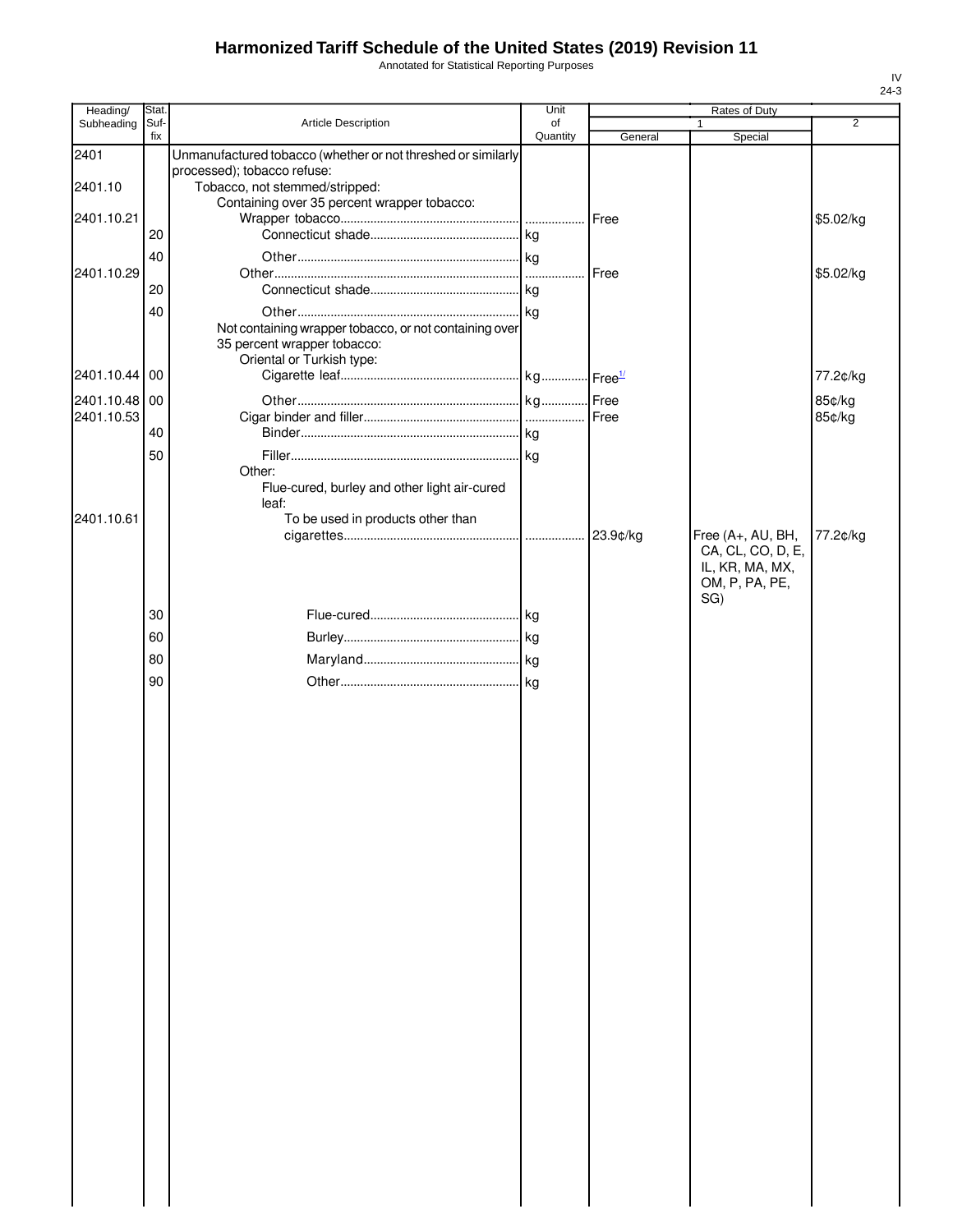# Harmonized Tariff Schedule of the United States (2019) Revision 11

Annotated for Statistical Reporting Purposes

IV
24-3

| Heading/ Subheading | Stat. Suf-fix | Article Description | Unit of Quantity | Rates of Duty | | |
|---|---|---|---|---|---|---|
| | | | | 1 | | 2 |
| | | | | General | Special | |
| 2401 | | Unmanufactured tobacco (whether or not threshed or similarly processed); tobacco refuse: | | | | |
| 2401.10 | | Tobacco, not stemmed/stripped: | | | | |
| | | Containing over 35 percent wrapper tobacco: | | | | |
| 2401.10.21 | | Wrapper tobacco | | Free | | $5.02/kg |
| | 20 | Connecticut shade | kg | | | |
| | 40 | Other | kg | | | |
| 2401.10.29 | | Other | | Free | | $5.02/kg |
| | 20 | Connecticut shade | kg | | | |
| | 40 | Other | kg | | | |
| | | Not containing wrapper tobacco, or not containing over 35 percent wrapper tobacco: | | | | |
| | | Oriental or Turkish type: | | | | |
| 2401.10.44 | 00 | Cigarette leaf | kg | Free[1/] | | 77.2¢/kg |
| 2401.10.48 | 00 | Other | kg | Free | | 85¢/kg |
| 2401.10.53 | | Cigar binder and filler | | Free | | 85¢/kg |
| | 40 | Binder | kg | | | |
| | 50 | Filler | kg | | | |
| | | Other: | | | | |
| | | Flue-cured, burley and other light air-cured leaf: | | | | |
| 2401.10.61 | | To be used in products other than cigarettes | | 23.9¢/kg | Free (A+, AU, BH, CA, CL, CO, D, E, IL, KR, MA, MX, OM, P, PA, PE, SG) | 77.2¢/kg |
| | 30 | Flue-cured | kg | | | |
| | 60 | Burley | kg | | | |
| | 80 | Maryland | kg | | | |
| | 90 | Other | kg | | | |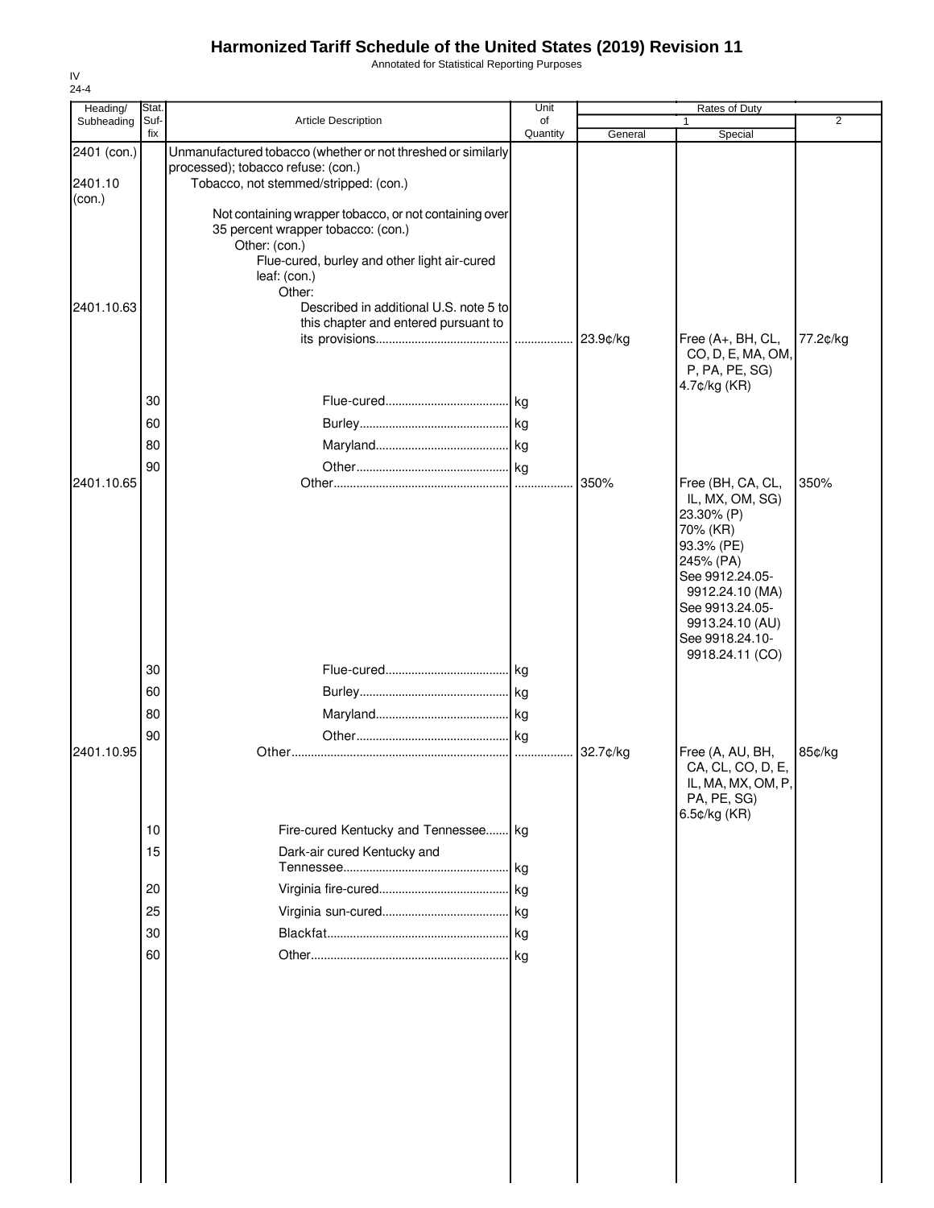# Harmonized Tariff Schedule of the United States (2019) Revision 11

Annotated for Statistical Reporting Purposes

IV
24-4

| Heading/ Subheading | Stat. Suf- fix | Article Description | Unit of Quantity | Rates of Duty 1 General | Rates of Duty 1 Special | Rates of Duty 2 |
|---|---|---|---|---|---|---|
| 2401 (con.) | | Unmanufactured tobacco (whether or not threshed or similarly processed); tobacco refuse: (con.) | | | | |
| 2401.10 (con.) | | Tobacco, not stemmed/stripped: (con.) | | | | |
| | | Not containing wrapper tobacco, or not containing over 35 percent wrapper tobacco: (con.) | | | | |
| | | Other: (con.) | | | | |
| | | Flue-cured, burley and other light air-cured leaf: (con.) | | | | |
| | | Other: | | | | |
| 2401.10.63 | | Described in additional U.S. note 5 to this chapter and entered pursuant to its provisions | | 23.9¢/kg | Free (A+, BH, CL, CO, D, E, MA, OM, P, PA, PE, SG) 4.7¢/kg (KR) | 77.2¢/kg |
| | 30 | Flue-cured | kg | | | |
| | 60 | Burley | kg | | | |
| | 80 | Maryland | kg | | | |
| | 90 | Other | kg | | | |
| 2401.10.65 | | Other | | 350% | Free (BH, CA, CL, IL, MX, OM, SG) 23.30% (P) 70% (KR) 93.3% (PE) 245% (PA) See 9912.24.05-9912.24.10 (MA) See 9913.24.05-9913.24.10 (AU) See 9918.24.10-9918.24.11 (CO) | 350% |
| | 30 | Flue-cured | kg | | | |
| | 60 | Burley | kg | | | |
| | 80 | Maryland | kg | | | |
| | 90 | Other | kg | | | |
| 2401.10.95 | | Other | | 32.7¢/kg | Free (A, AU, BH, CA, CL, CO, D, E, IL, MA, MX, OM, P, PA, PE, SG) 6.5¢/kg (KR) | 85¢/kg |
| | 10 | Fire-cured Kentucky and Tennessee | kg | | | |
| | 15 | Dark-air cured Kentucky and Tennessee | kg | | | |
| | 20 | Virginia fire-cured | kg | | | |
| | 25 | Virginia sun-cured | kg | | | |
| | 30 | Blackfat | kg | | | |
| | 60 | Other | kg | | | |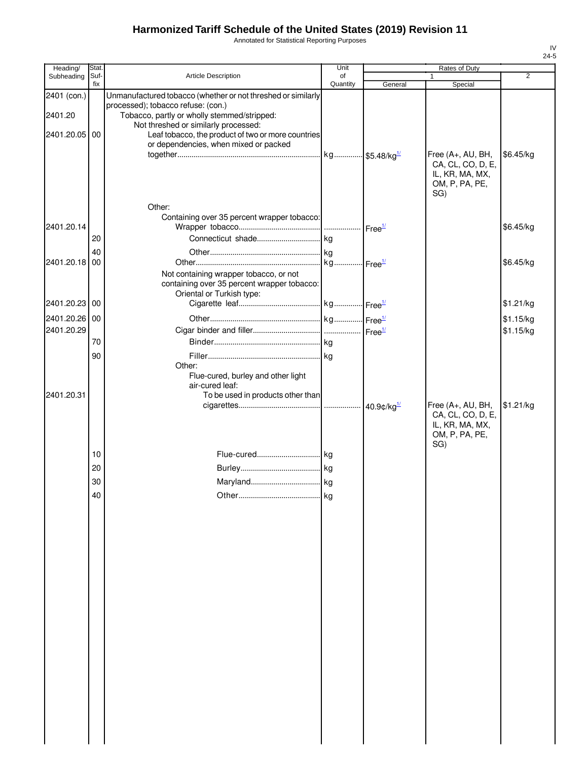# Harmonized Tariff Schedule of the United States (2019) Revision 11

Annotated for Statistical Reporting Purposes

IV
24-5

| Heading/ Subheading | Stat. Suf-fix | Article Description | Unit of Quantity | Rates of Duty 1 General | Rates of Duty 1 Special | Rates of Duty 2 |
|---|---|---|---|---|---|---|
| 2401 (con.) | | Unmanufactured tobacco (whether or not threshed or similarly processed); tobacco refuse: (con.) | | | | |
| 2401.20 | | Tobacco, partly or wholly stemmed/stripped: | | | | |
| | | Not threshed or similarly processed: | | | | |
| 2401.20.05 | 00 | Leaf tobacco, the product of two or more countries or dependencies, when mixed or packed together | kg | $5.48/kg[1/] | Free (A+, AU, BH, CA, CL, CO, D, E, IL, KR, MA, MX, OM, P, PA, PE, SG) | $6.45/kg |
| | | Other: | | | | |
| | | Containing over 35 percent wrapper tobacco: | | | | |
| 2401.20.14 | | Wrapper tobacco | | Free[1/] | | $6.45/kg |
| | 20 | Connecticut shade | kg | | | |
| | 40 | Other | kg | | | |
| 2401.20.18 | 00 | Other | kg | Free[1/] | | $6.45/kg |
| | | Not containing wrapper tobacco, or not containing over 35 percent wrapper tobacco: | | | | |
| | | Oriental or Turkish type: | | | | |
| 2401.20.23 | 00 | Cigarette leaf | kg | Free[1/] | | $1.21/kg |
| 2401.20.26 | 00 | Other | kg | Free[1/] | | $1.15/kg |
| 2401.20.29 | | Cigar binder and filler | | Free[1/] | | $1.15/kg |
| | 70 | Binder | kg | | | |
| | 90 | Filler | kg | | | |
| | | Other: | | | | |
| | | Flue-cured, burley and other light air-cured leaf: | | | | |
| 2401.20.31 | | To be used in products other than cigarettes | | 40.9¢/kg[1/] | Free (A+, AU, BH, CA, CL, CO, D, E, IL, KR, MA, MX, OM, P, PA, PE, SG) | $1.21/kg |
| | 10 | Flue-cured | kg | | | |
| | 20 | Burley | kg | | | |
| | 30 | Maryland | kg | | | |
| | 40 | Other | kg | | | |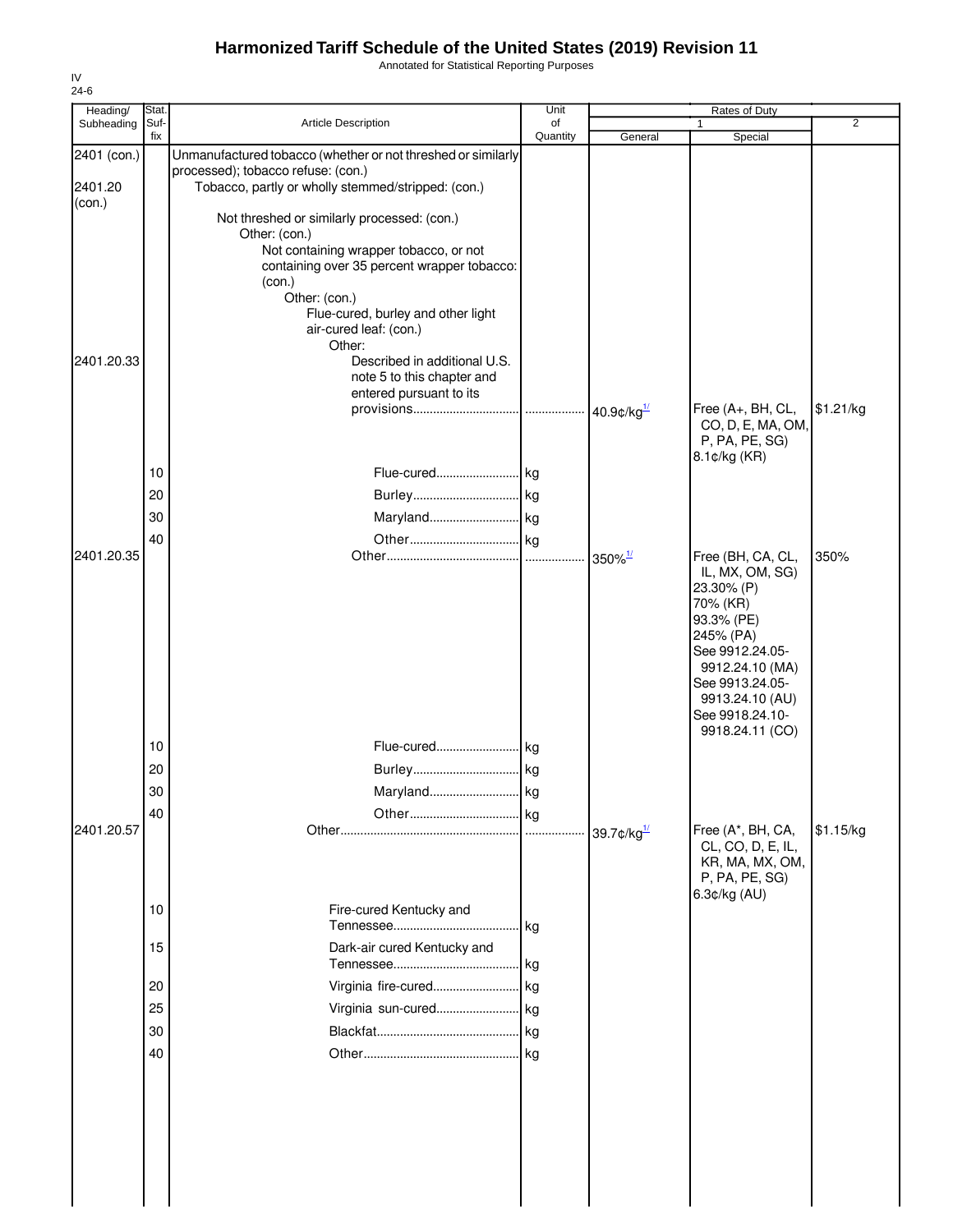# Harmonized Tariff Schedule of the United States (2019) Revision 11

Annotated for Statistical Reporting Purposes

IV
24-6

| Heading/ Subheading | Stat. Suf- fix | Article Description | Unit of Quantity | Rates of Duty 1 General | Special | 2 |
|---|---|---|---|---|---|---|
| 2401 (con.) | | Unmanufactured tobacco (whether or not threshed or similarly processed); tobacco refuse: (con.) | | | | |
| 2401.20 (con.) | | Tobacco, partly or wholly stemmed/stripped: (con.) | | | | |
| | | Not threshed or similarly processed: (con.) | | | | |
| | | Other: (con.) | | | | |
| | | Not containing wrapper tobacco, or not containing over 35 percent wrapper tobacco: (con.) | | | | |
| | | Other: (con.) | | | | |
| | | Flue-cured, burley and other light air-cured leaf: (con.) | | | | |
| | | Other: | | | | |
| 2401.20.33 | | Described in additional U.S. note 5 to this chapter and entered pursuant to its provisions | | 40.9¢/kg[1/] | Free (A+, BH, CL, CO, D, E, MA, OM, P, PA, PE, SG) 8.1¢/kg (KR) | $1.21/kg |
| | 10 | Flue-cured | kg | | | |
| | 20 | Burley | kg | | | |
| | 30 | Maryland | kg | | | |
| | 40 | Other | kg | | | |
| 2401.20.35 | | Other | | 350%[1/] | Free (BH, CA, CL, IL, MX, OM, SG) 23.30% (P) 70% (KR) 93.3% (PE) 245% (PA) See 9912.24.05-9912.24.10 (MA) See 9913.24.05-9913.24.10 (AU) See 9918.24.10-9918.24.11 (CO) | 350% |
| | 10 | Flue-cured | kg | | | |
| | 20 | Burley | kg | | | |
| | 30 | Maryland | kg | | | |
| | 40 | Other | kg | | | |
| 2401.20.57 | | Other | | 39.7¢/kg[1/] | Free (A*, BH, CA, CL, CO, D, E, IL, KR, MA, MX, OM, P, PA, PE, SG) 6.3¢/kg (AU) | $1.15/kg |
| | 10 | Fire-cured Kentucky and Tennessee | kg | | | |
| | 15 | Dark-air cured Kentucky and Tennessee | kg | | | |
| | 20 | Virginia fire-cured | kg | | | |
| | 25 | Virginia sun-cured | kg | | | |
| | 30 | Blackfat | kg | | | |
| | 40 | Other | kg | | | |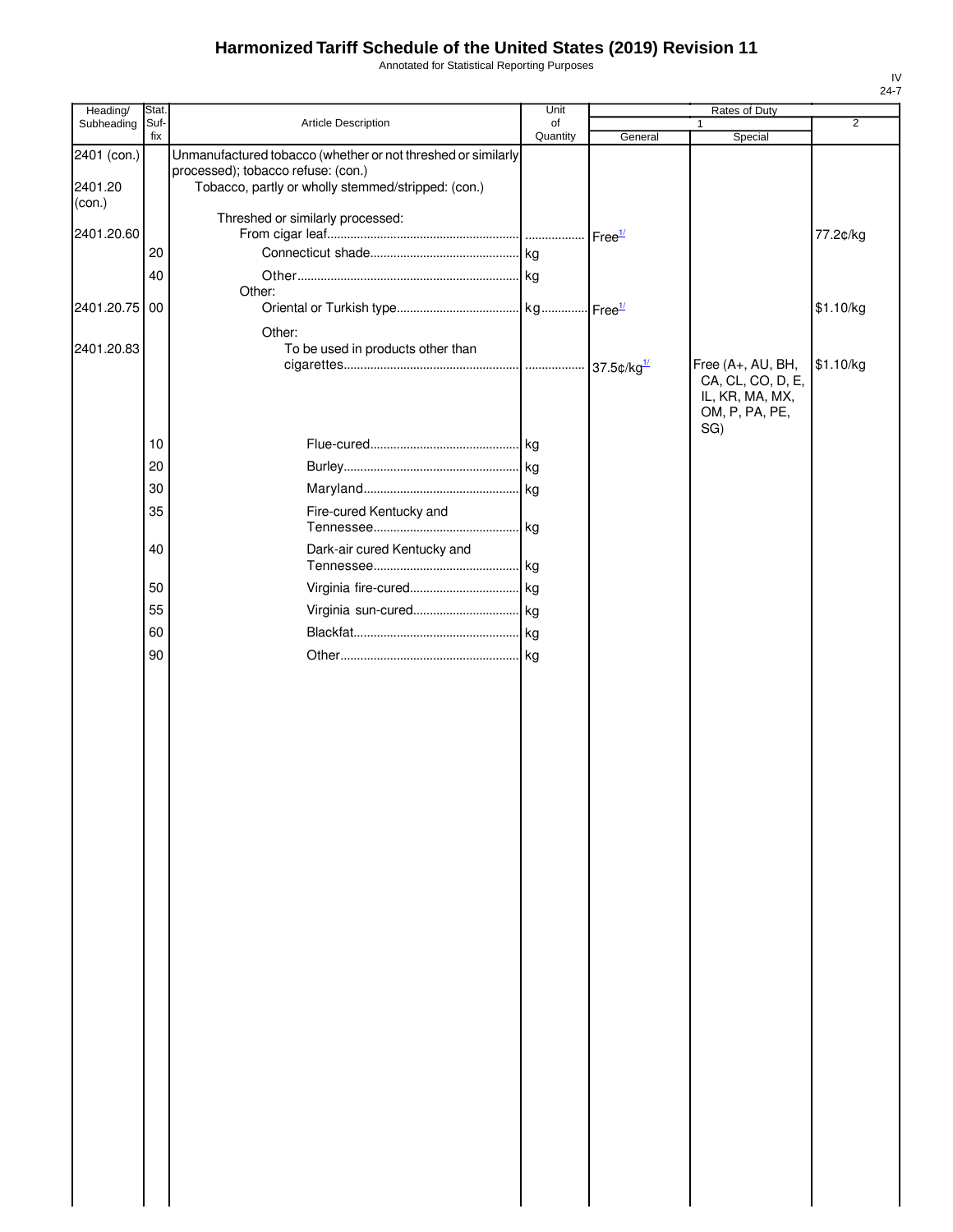# Harmonized Tariff Schedule of the United States (2019) Revision 11

Annotated for Statistical Reporting Purposes

IV
24-7

| Heading/ Subheading | Stat. Suf- fix | Article Description | Unit of Quantity | Rates of Duty 1 General | Special | 2 |
|---|---|---|---|---|---|---|
| 2401 (con.) | | Unmanufactured tobacco (whether or not threshed or similarly processed); tobacco refuse: (con.) | | | | |
| 2401.20 (con.) | | Tobacco, partly or wholly stemmed/stripped: (con.) | | | | |
| | | Threshed or similarly processed: | | | | |
| 2401.20.60 | | From cigar leaf | | Free[1/] | | 77.2¢/kg |
| | 20 | Connecticut shade | kg | | | |
| | 40 | Other | kg | | | |
| | | Other: | | | | |
| 2401.20.75 | 00 | Oriental or Turkish type | kg | Free[1/] | | $1.10/kg |
| | | Other: | | | | |
| 2401.20.83 | | To be used in products other than cigarettes | | 37.5¢/kg[1/] | Free (A+, AU, BH, CA, CL, CO, D, E, IL, KR, MA, MX, OM, P, PA, PE, SG) | $1.10/kg |
| | 10 | Flue-cured | kg | | | |
| | 20 | Burley | kg | | | |
| | 30 | Maryland | kg | | | |
| | 35 | Fire-cured Kentucky and Tennessee | kg | | | |
| | 40 | Dark-air cured Kentucky and Tennessee | kg | | | |
| | 50 | Virginia fire-cured | kg | | | |
| | 55 | Virginia sun-cured | kg | | | |
| | 60 | Blackfat | kg | | | |
| | 90 | Other | kg | | | |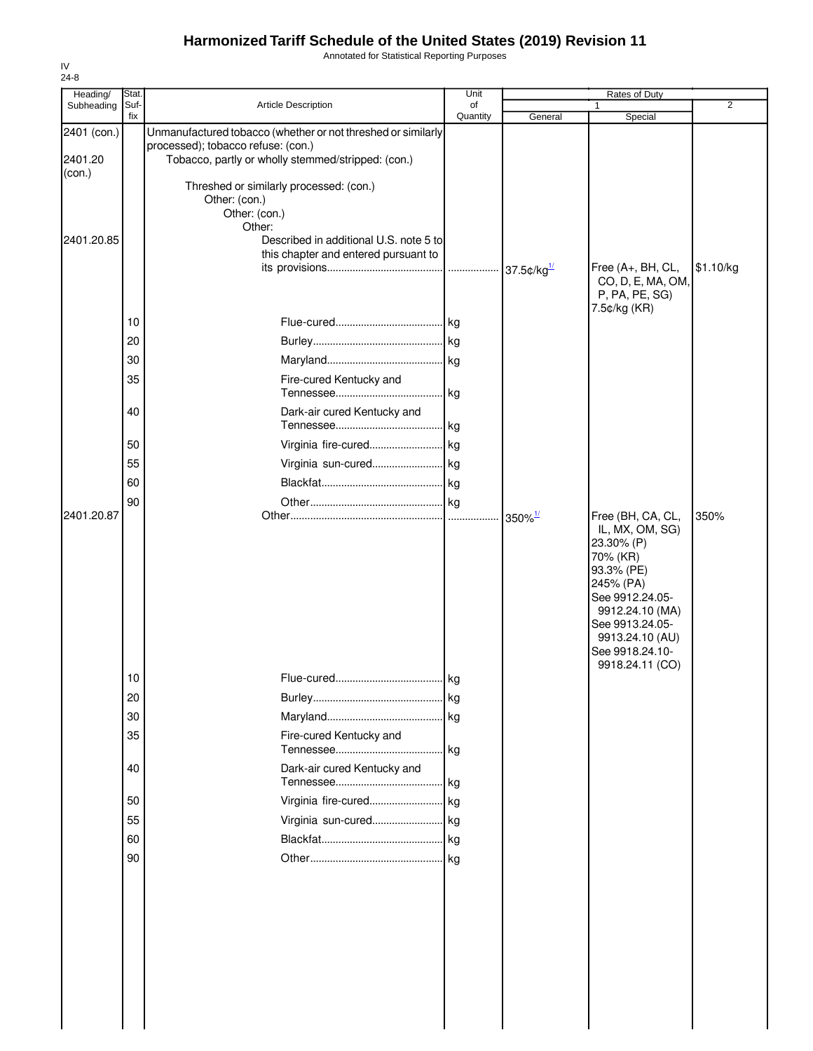# Harmonized Tariff Schedule of the United States (2019) Revision 11

Annotated for Statistical Reporting Purposes

IV
24-8

| Heading/ Subheading | Stat. Suf- fix | Article Description | Unit of Quantity | Rates of Duty 1 General | Special | 2 |
|---|---|---|---|---|---|---|
| 2401 (con.) | | Unmanufactured tobacco (whether or not threshed or similarly processed); tobacco refuse: (con.) | | | | |
| 2401.20 (con.) | | Tobacco, partly or wholly stemmed/stripped: (con.) | | | | |
| | | Threshed or similarly processed: (con.) | | | | |
| | | Other: (con.) | | | | |
| | | Other: (con.) | | | | |
| | | Other: | | | | |
| 2401.20.85 | | Described in additional U.S. note 5 to this chapter and entered pursuant to its provisions | | 37.5¢/kg[1/] | Free (A+, BH, CL, CO, D, E, MA, OM, P, PA, PE, SG) 7.5¢/kg (KR) | $1.10/kg |
| | 10 | Flue-cured | kg | | | |
| | 20 | Burley | kg | | | |
| | 30 | Maryland | kg | | | |
| | 35 | Fire-cured Kentucky and Tennessee | kg | | | |
| | 40 | Dark-air cured Kentucky and Tennessee | kg | | | |
| | 50 | Virginia fire-cured | kg | | | |
| | 55 | Virginia sun-cured | kg | | | |
| | 60 | Blackfat | kg | | | |
| | 90 | Other | kg | | | |
| 2401.20.87 | | Other | | 350%[1/] | Free (BH, CA, CL, IL, MX, OM, SG) 23.30% (P) 70% (KR) 93.3% (PE) 245% (PA) See 9912.24.05-9912.24.10 (MA) See 9913.24.05-9913.24.10 (AU) See 9918.24.10-9918.24.11 (CO) | 350% |
| | 10 | Flue-cured | kg | | | |
| | 20 | Burley | kg | | | |
| | 30 | Maryland | kg | | | |
| | 35 | Fire-cured Kentucky and Tennessee | kg | | | |
| | 40 | Dark-air cured Kentucky and Tennessee | kg | | | |
| | 50 | Virginia fire-cured | kg | | | |
| | 55 | Virginia sun-cured | kg | | | |
| | 60 | Blackfat | kg | | | |
| | 90 | Other | kg | | | |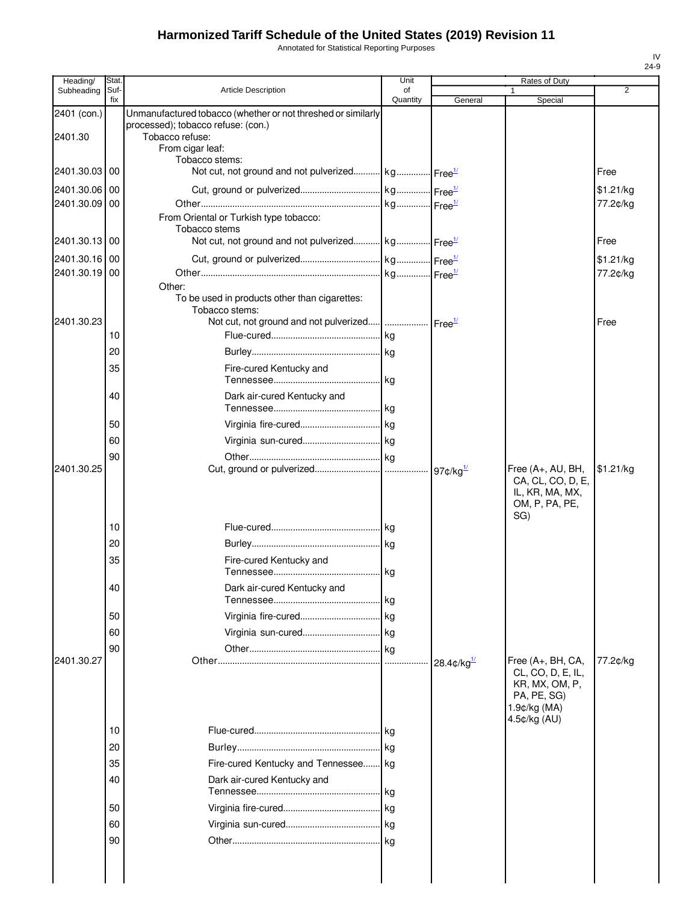# Harmonized Tariff Schedule of the United States (2019) Revision 11

Annotated for Statistical Reporting Purposes

IV
24-9

| Heading/ Subheading | Stat. Suf- fix | Article Description | Unit of Quantity | Rates of Duty 1 General | Special | 2 |
|---|---|---|---|---|---|---|
| 2401 (con.) | | Unmanufactured tobacco (whether or not threshed or similarly processed); tobacco refuse: (con.) | | | | |
| 2401.30 | | Tobacco refuse: | | | | |
| | | From cigar leaf: | | | | |
| | | Tobacco stems: | | | | |
| 2401.30.03 | 00 | Not cut, not ground and not pulverized | kg | Free[1/] | | Free |
| 2401.30.06 | 00 | Cut, ground or pulverized | kg | Free[1/] | | $1.21/kg |
| 2401.30.09 | 00 | Other | kg | Free[1/] | | 77.2¢/kg |
| | | From Oriental or Turkish type tobacco: | | | | |
| | | Tobacco stems | | | | |
| 2401.30.13 | 00 | Not cut, not ground and not pulverized | kg | Free[1/] | | Free |
| 2401.30.16 | 00 | Cut, ground or pulverized | kg | Free[1/] | | $1.21/kg |
| 2401.30.19 | 00 | Other | kg | Free[1/] | | 77.2¢/kg |
| | | Other: | | | | |
| | | To be used in products other than cigarettes: | | | | |
| | | Tobacco stems: | | | | |
| 2401.30.23 | | Not cut, not ground and not pulverized | | Free[1/] | | Free |
| | 10 | Flue-cured | kg | | | |
| | 20 | Burley | kg | | | |
| | 35 | Fire-cured Kentucky and Tennessee | kg | | | |
| | 40 | Dark air-cured Kentucky and Tennessee | kg | | | |
| | 50 | Virginia fire-cured | kg | | | |
| | 60 | Virginia sun-cured | kg | | | |
| | 90 | Other | kg | | | |
| 2401.30.25 | | Cut, ground or pulverized | | 97¢/kg[1/] | Free (A+, AU, BH, CA, CL, CO, D, E, IL, KR, MA, MX, OM, P, PA, PE, SG) | $1.21/kg |
| | 10 | Flue-cured | kg | | | |
| | 20 | Burley | kg | | | |
| | 35 | Fire-cured Kentucky and Tennessee | kg | | | |
| | 40 | Dark air-cured Kentucky and Tennessee | kg | | | |
| | 50 | Virginia fire-cured | kg | | | |
| | 60 | Virginia sun-cured | kg | | | |
| | 90 | Other | kg | | | |
| 2401.30.27 | | Other | | 28.4¢/kg[1/] | Free (A+, BH, CA, CL, CO, D, E, IL, KR, MX, OM, P, PA, PE, SG) 1.9¢/kg (MA) 4.5¢/kg (AU) | 77.2¢/kg |
| | 10 | Flue-cured | kg | | | |
| | 20 | Burley | kg | | | |
| | 35 | Fire-cured Kentucky and Tennessee | kg | | | |
| | 40 | Dark air-cured Kentucky and Tennessee | kg | | | |
| | 50 | Virginia fire-cured | kg | | | |
| | 60 | Virginia sun-cured | kg | | | |
| | 90 | Other | kg | | | |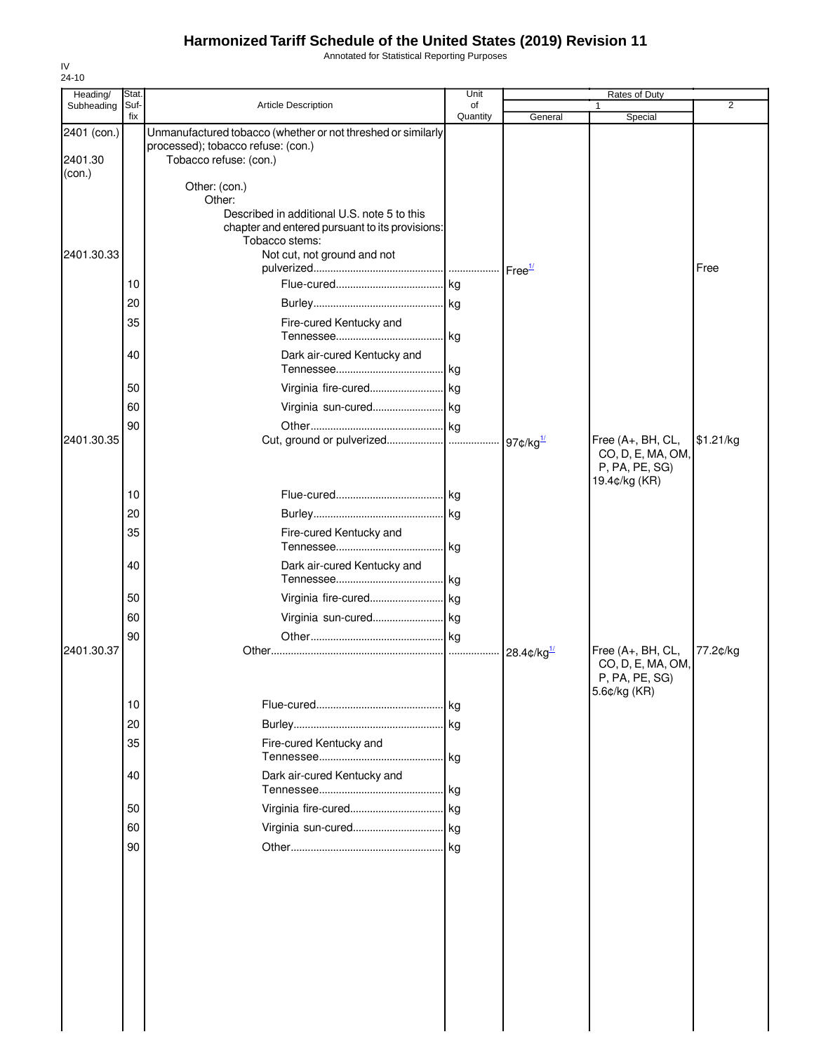# Harmonized Tariff Schedule of the United States (2019) Revision 11

Annotated for Statistical Reporting Purposes

IV
24-10

| Heading/ Subheading | Stat. Suf- fix | Article Description | Unit of Quantity | Rates of Duty 1 General | Special | 2 |
|---|---|---|---|---|---|---|
| 2401 (con.) | | Unmanufactured tobacco (whether or not threshed or similarly processed); tobacco refuse: (con.) | | | | |
| 2401.30 (con.) | | Tobacco refuse: (con.) | | | | |
| | | Other: (con.) | | | | |
| | | Other: | | | | |
| | | Described in additional U.S. note 5 to this chapter and entered pursuant to its provisions: | | | | |
| | | Tobacco stems: | | | | |
| 2401.30.33 | | Not cut, not ground and not pulverized | | Free[1/] | | Free |
| | 10 | Flue-cured | kg | | | |
| | 20 | Burley | kg | | | |
| | 35 | Fire-cured Kentucky and Tennessee | kg | | | |
| | 40 | Dark air-cured Kentucky and Tennessee | kg | | | |
| | 50 | Virginia fire-cured | kg | | | |
| | 60 | Virginia sun-cured | kg | | | |
| | 90 | Other | kg | | | |
| 2401.30.35 | | Cut, ground or pulverized | | 97¢/kg[1/] | Free (A+, BH, CL, CO, D, E, MA, OM, P, PA, PE, SG) 19.4¢/kg (KR) | $1.21/kg |
| | 10 | Flue-cured | kg | | | |
| | 20 | Burley | kg | | | |
| | 35 | Fire-cured Kentucky and Tennessee | kg | | | |
| | 40 | Dark air-cured Kentucky and Tennessee | kg | | | |
| | 50 | Virginia fire-cured | kg | | | |
| | 60 | Virginia sun-cured | kg | | | |
| | 90 | Other | kg | | | |
| 2401.30.37 | | Other | | 28.4¢/kg[1/] | Free (A+, BH, CL, CO, D, E, MA, OM, P, PA, PE, SG) 5.6¢/kg (KR) | 77.2¢/kg |
| | 10 | Flue-cured | kg | | | |
| | 20 | Burley | kg | | | |
| | 35 | Fire-cured Kentucky and Tennessee | kg | | | |
| | 40 | Dark air-cured Kentucky and Tennessee | kg | | | |
| | 50 | Virginia fire-cured | kg | | | |
| | 60 | Virginia sun-cured | kg | | | |
| | 90 | Other | kg | | | |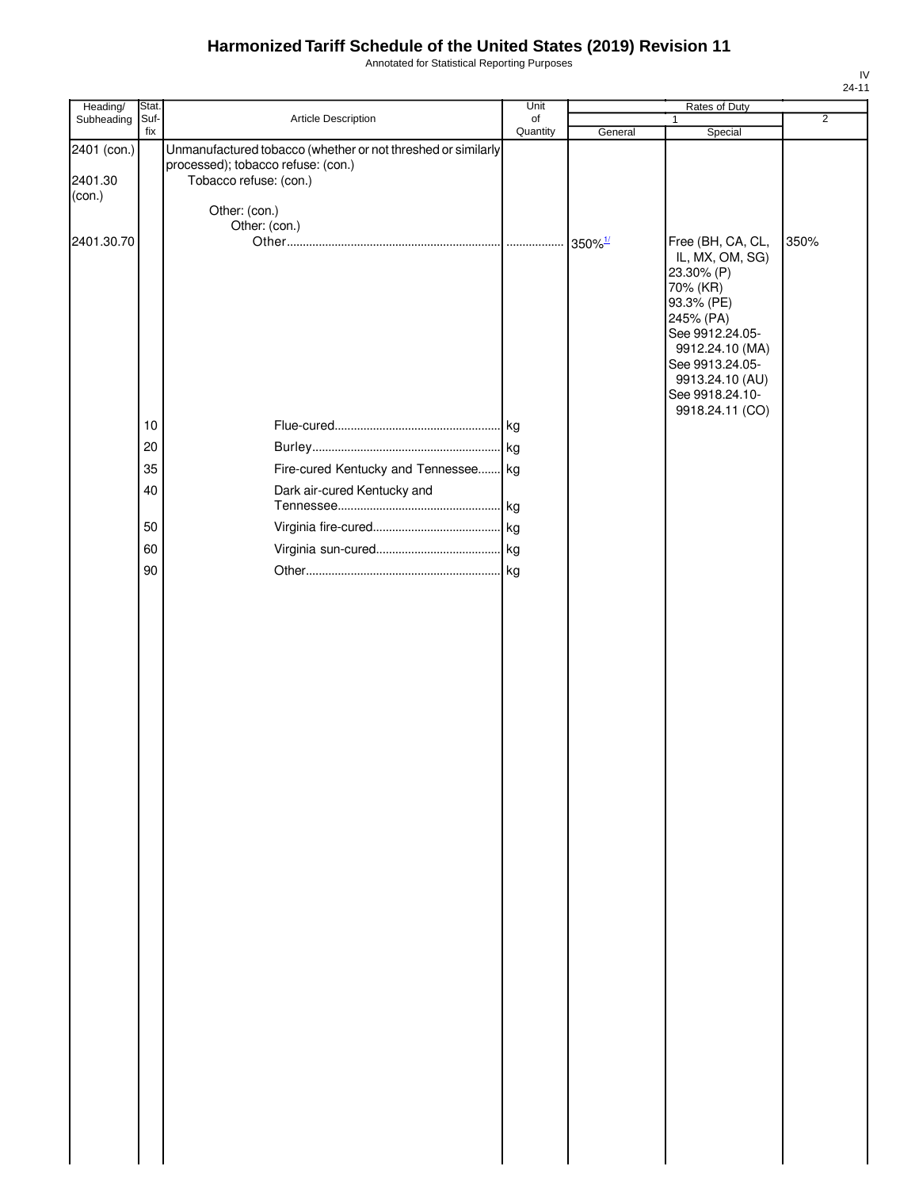# Harmonized Tariff Schedule of the United States (2019) Revision 11

Annotated for Statistical Reporting Purposes

IV
24-11

| Heading/ Subheading | Stat. Suf- fix | Article Description | Unit of Quantity | Rates of Duty 1 General | Special | 2 |
|---|---|---|---|---|---|---|
| 2401 (con.) | | Unmanufactured tobacco (whether or not threshed or similarly processed); tobacco refuse: (con.) | | | | |
| 2401.30 (con.) | | Tobacco refuse: (con.) | | | | |
| | | Other: (con.) | | | | |
| | | Other: (con.) | | | | |
| 2401.30.70 | | Other | | 350%[1/] | Free (BH, CA, CL, IL, MX, OM, SG) 23.30% (P) 70% (KR) 93.3% (PE) 245% (PA) See 9912.24.05-9912.24.10 (MA) See 9913.24.05-9913.24.10 (AU) See 9918.24.10-9918.24.11 (CO) | 350% |
| | 10 | Flue-cured | kg | | | |
| | 20 | Burley | kg | | | |
| | 35 | Fire-cured Kentucky and Tennessee | kg | | | |
| | 40 | Dark air-cured Kentucky and Tennessee | kg | | | |
| | 50 | Virginia fire-cured | kg | | | |
| | 60 | Virginia sun-cured | kg | | | |
| | 90 | Other | kg | | | |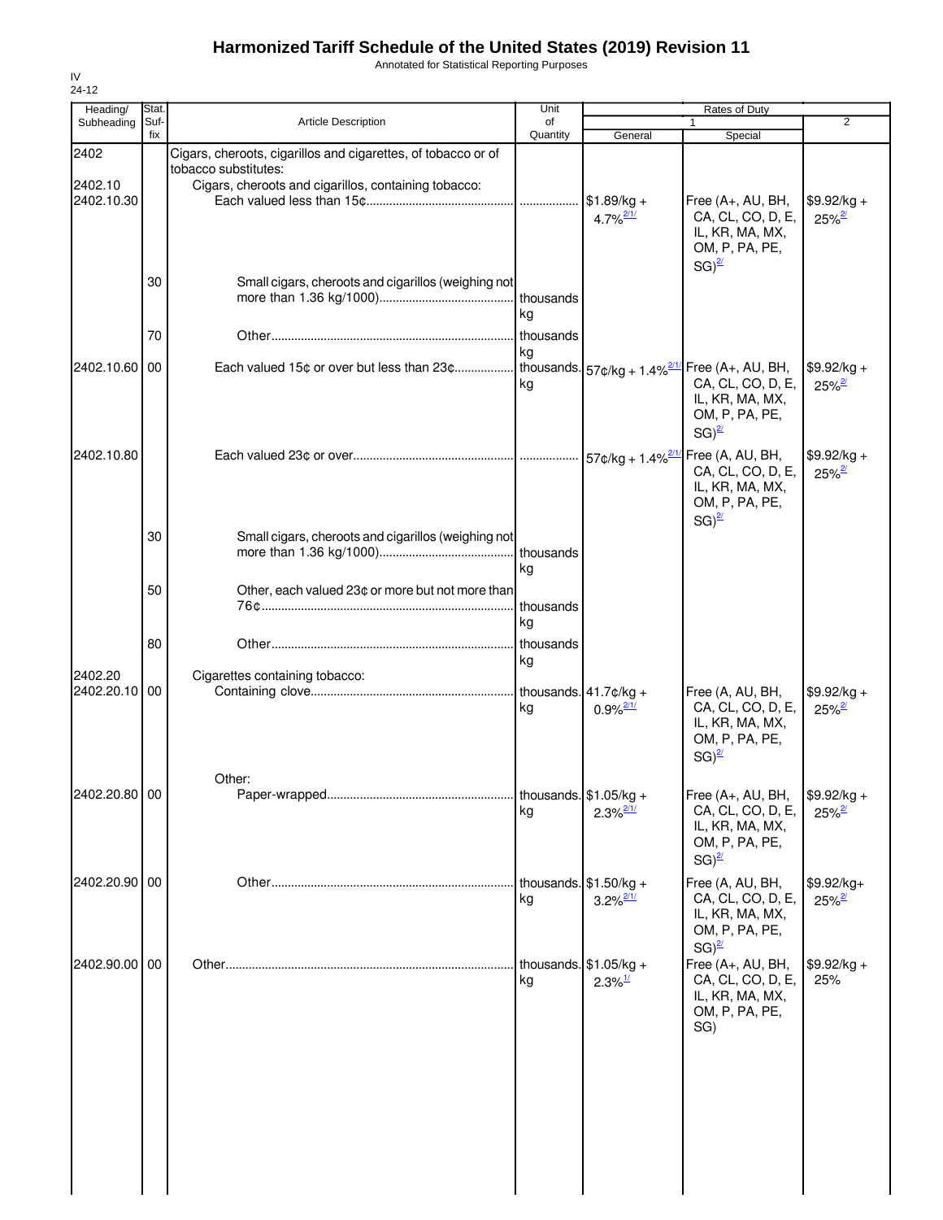# Harmonized Tariff Schedule of the United States (2019) Revision 11

Annotated for Statistical Reporting Purposes

IV
24-12

| Heading/ Subheading | Stat. Suf- fix | Article Description | Unit of Quantity | Rates of Duty 1 General | Rates of Duty 1 Special | Rates of Duty 2 |
|---|---|---|---|---|---|---|
| 2402 | | Cigars, cheroots, cigarillos and cigarettes, of tobacco or of tobacco substitutes: | | | | |
| 2402.10 | | Cigars, cheroots and cigarillos, containing tobacco: | | | | |
| 2402.10.30 | | Each valued less than 15¢ | ................. | $1.89/kg + 4.7%[2/1/] | Free (A+, AU, BH, CA, CL, CO, D, E, IL, KR, MA, MX, OM, P, PA, PE, SG)[2/] | $9.92/kg + 25%[2/] |
| | 30 | Small cigars, cheroots and cigarillos (weighing not more than 1.36 kg/1000) | thousands kg | | | |
| | 70 | Other | thousands kg | | | |
| 2402.10.60 | 00 | Each valued 15¢ or over but less than 23¢ | thousands. kg | 57¢/kg + 1.4%[2/1/] | Free (A+, AU, BH, CA, CL, CO, D, E, IL, KR, MA, MX, OM, P, PA, PE, SG)[2/] | $9.92/kg + 25%[2/] |
| 2402.10.80 | | Each valued 23¢ or over | ................. | 57¢/kg + 1.4%[2/1/] | Free (A, AU, BH, CA, CL, CO, D, E, IL, KR, MA, MX, OM, P, PA, PE, SG)[2/] | $9.92/kg + 25%[2/] |
| | 30 | Small cigars, cheroots and cigarillos (weighing not more than 1.36 kg/1000) | thousands kg | | | |
| | 50 | Other, each valued 23¢ or more but not more than 76¢ | thousands kg | | | |
| | 80 | Other | thousands kg | | | |
| 2402.20 | | Cigarettes containing tobacco: | | | | |
| 2402.20.10 | 00 | Containing clove | thousands. kg | 41.7¢/kg + 0.9%[2/1/] | Free (A, AU, BH, CA, CL, CO, D, E, IL, KR, MA, MX, OM, P, PA, PE, SG)[2/] | $9.92/kg + 25%[2/] |
| | | Other: | | | | |
| 2402.20.80 | 00 | Paper-wrapped | thousands. kg | $1.05/kg + 2.3%[2/1/] | Free (A+, AU, BH, CA, CL, CO, D, E, IL, KR, MA, MX, OM, P, PA, PE, SG)[2/] | $9.92/kg + 25%[2/] |
| 2402.20.90 | 00 | Other | thousands. kg | $1.50/kg + 3.2%[2/1/] | Free (A, AU, BH, CA, CL, CO, D, E, IL, KR, MA, MX, OM, P, PA, PE, SG)[2/] | $9.92/kg+ 25%[2/] |
| 2402.90.00 | 00 | Other | thousands. kg | $1.05/kg + 2.3%[1/] | Free (A+, AU, BH, CA, CL, CO, D, E, IL, KR, MA, MX, OM, P, PA, PE, SG) | $9.92/kg + 25% |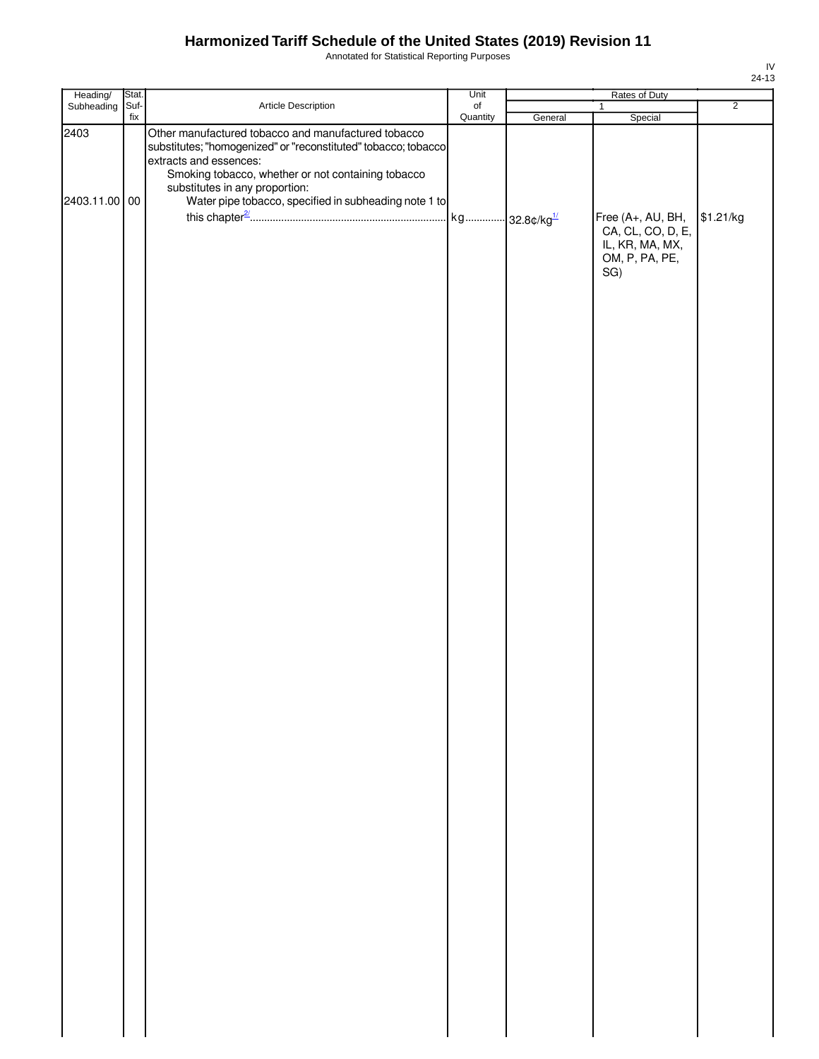# Harmonized Tariff Schedule of the United States (2019) Revision 11

Annotated for Statistical Reporting Purposes

| Heading/ Subheading | Stat. Suf- fix | Article Description | Unit of Quantity | Rates of Duty 1 General | Special | 2 |
|---|---|---|---|---|---|---|
| 2403 | | Other manufactured tobacco and manufactured tobacco substitutes; "homogenized" or "reconstituted" tobacco; tobacco extracts and essences: | | | | |
| | | Smoking tobacco, whether or not containing tobacco substitutes in any proportion: | | | | |
| 2403.11.00 | 00 | Water pipe tobacco, specified in subheading note 1 to this chapter[2/] | kg | 32.8¢/kg[1/] | Free (A+, AU, BH, CA, CL, CO, D, E, IL, KR, MA, MX, OM, P, PA, PE, SG) | $1.21/kg |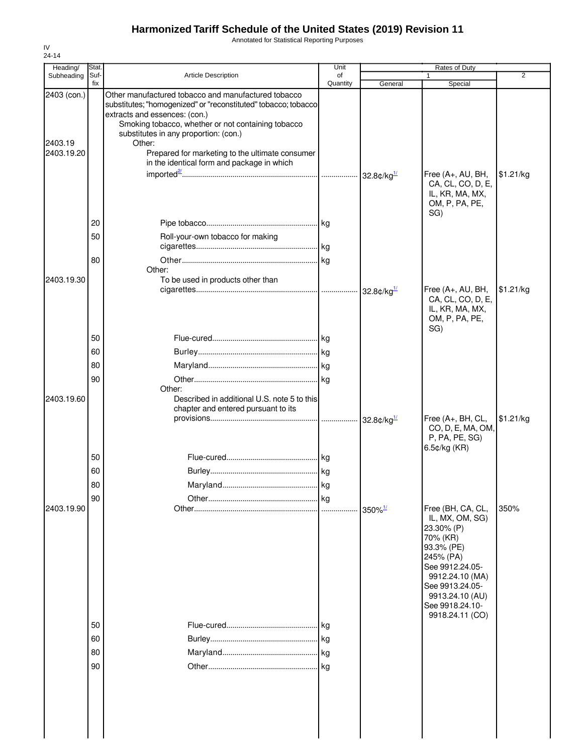# Harmonized Tariff Schedule of the United States (2019) Revision 11

Annotated for Statistical Reporting Purposes

IV
24-14

| Heading/ Subheading | Stat. Suf- fix | Article Description | Unit of Quantity | Rates of Duty 1 General | Special | 2 |
|---|---|---|---|---|---|---|
| 2403 (con.) | | Other manufactured tobacco and manufactured tobacco substitutes; "homogenized" or "reconstituted" tobacco; tobacco extracts and essences: (con.) | | | | |
| | | Smoking tobacco, whether or not containing tobacco substitutes in any proportion: (con.) | | | | |
| 2403.19 | | Other: | | | | |
| 2403.19.20 | | Prepared for marketing to the ultimate consumer in the identical form and package in which imported[2/] | | 32.8¢/kg[1/] | Free (A+, AU, BH, CA, CL, CO, D, E, IL, KR, MA, MX, OM, P, PA, PE, SG) | $1.21/kg |
| | 20 | Pipe tobacco | kg | | | |
| | 50 | Roll-your-own tobacco for making cigarettes | kg | | | |
| | 80 | Other | kg | | | |
| | | Other: | | | | |
| 2403.19.30 | | To be used in products other than cigarettes | | 32.8¢/kg[1/] | Free (A+, AU, BH, CA, CL, CO, D, E, IL, KR, MA, MX, OM, P, PA, PE, SG) | $1.21/kg |
| | 50 | Flue-cured | kg | | | |
| | 60 | Burley | kg | | | |
| | 80 | Maryland | kg | | | |
| | 90 | Other | kg | | | |
| | | Other: | | | | |
| 2403.19.60 | | Described in additional U.S. note 5 to this chapter and entered pursuant to its provisions | | 32.8¢/kg[1/] | Free (A+, BH, CL, CO, D, E, MA, OM, P, PA, PE, SG) 6.5¢/kg (KR) | $1.21/kg |
| | 50 | Flue-cured | kg | | | |
| | 60 | Burley | kg | | | |
| | 80 | Maryland | kg | | | |
| | 90 | Other | kg | | | |
| 2403.19.90 | | Other | | 350%[1/] | Free (BH, CA, CL, IL, MX, OM, SG) 23.30% (P) 70% (KR) 93.3% (PE) 245% (PA) See 9912.24.05-9912.24.10 (MA) See 9913.24.05-9913.24.10 (AU) See 9918.24.10-9918.24.11 (CO) | 350% |
| | 50 | Flue-cured | kg | | | |
| | 60 | Burley | kg | | | |
| | 80 | Maryland | kg | | | |
| | 90 | Other | kg | | | |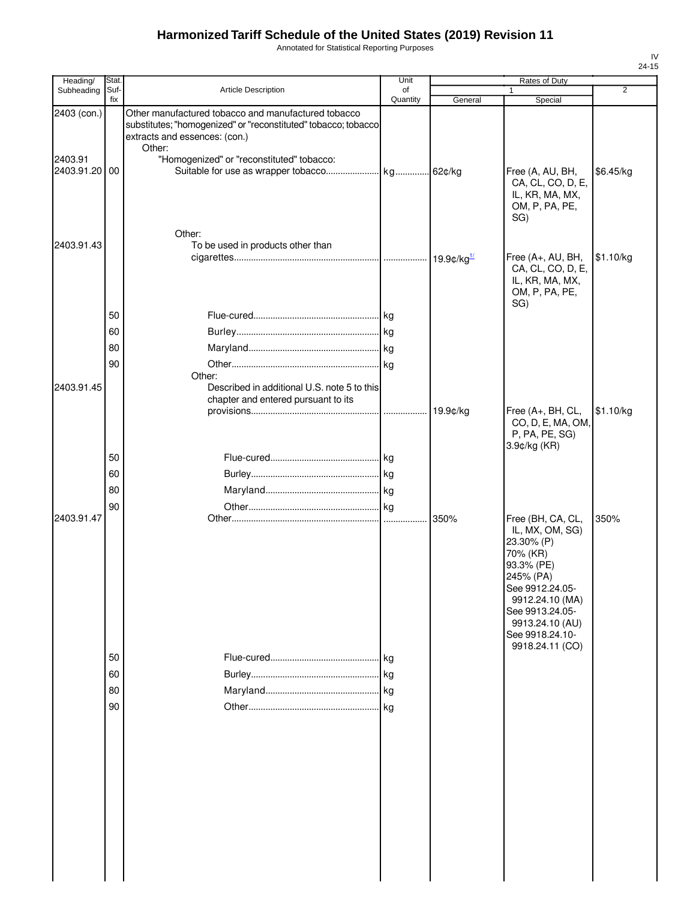# Harmonized Tariff Schedule of the United States (2019) Revision 11

Annotated for Statistical Reporting Purposes

IV
24-15

| Heading/ Subheading | Stat. Suf- fix | Article Description | Unit of Quantity | Rates of Duty 1 General | Special | 2 |
|---|---|---|---|---|---|---|
| 2403 (con.) | | Other manufactured tobacco and manufactured tobacco substitutes; "homogenized" or "reconstituted" tobacco; tobacco extracts and essences: (con.) | | | | |
| | | Other: | | | | |
| 2403.91 | | "Homogenized" or "reconstituted" tobacco: | | | | |
| 2403.91.20 | 00 | Suitable for use as wrapper tobacco | kg | 62¢/kg | Free (A, AU, BH, CA, CL, CO, D, E, IL, KR, MA, MX, OM, P, PA, PE, SG) | $6.45/kg |
| | | Other: | | | | |
| 2403.91.43 | | To be used in products other than cigarettes | | 19.9¢/kg[1/] | Free (A+, AU, BH, CA, CL, CO, D, E, IL, KR, MA, MX, OM, P, PA, PE, SG) | $1.10/kg |
| | 50 | Flue-cured | kg | | | |
| | 60 | Burley | kg | | | |
| | 80 | Maryland | kg | | | |
| | 90 | Other | kg | | | |
| | | Other: | | | | |
| 2403.91.45 | | Described in additional U.S. note 5 to this chapter and entered pursuant to its provisions | | 19.9¢/kg | Free (A+, BH, CL, CO, D, E, MA, OM, P, PA, PE, SG) 3.9¢/kg (KR) | $1.10/kg |
| | 50 | Flue-cured | kg | | | |
| | 60 | Burley | kg | | | |
| | 80 | Maryland | kg | | | |
| | 90 | Other | kg | | | |
| 2403.91.47 | | Other | | 350% | Free (BH, CA, CL, IL, MX, OM, SG) 23.30% (P) 70% (KR) 93.3% (PE) 245% (PA) See 9912.24.05-9912.24.10 (MA) See 9913.24.05-9913.24.10 (AU) See 9918.24.10-9918.24.11 (CO) | 350% |
| | 50 | Flue-cured | kg | | | |
| | 60 | Burley | kg | | | |
| | 80 | Maryland | kg | | | |
| | 90 | Other | kg | | | |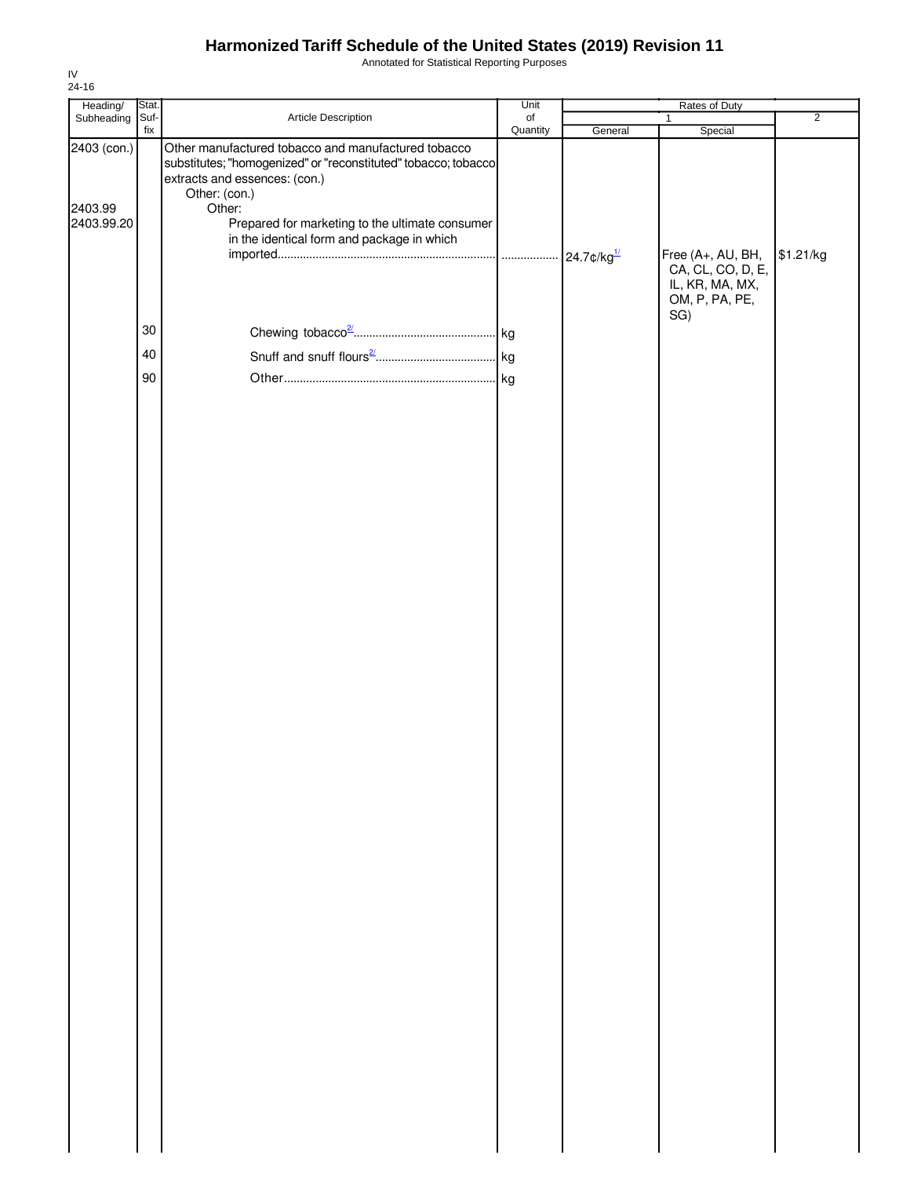# Harmonized Tariff Schedule of the United States (2019) Revision 11

Annotated for Statistical Reporting Purposes

IV
24-16

| Heading/ Subheading | Stat. Suf- fix | Article Description | Unit of Quantity | Rates of Duty 1 General | Special | 2 |
|---|---|---|---|---|---|---|
| 2403 (con.) | | Other manufactured tobacco and manufactured tobacco substitutes; "homogenized" or "reconstituted" tobacco; tobacco extracts and essences: (con.) | | | | |
| | | Other: (con.) | | | | |
| 2403.99 | | Other: | | | | |
| 2403.99.20 | | Prepared for marketing to the ultimate consumer in the identical form and package in which imported | | 24.7¢/kg[1/] | Free (A+, AU, BH, CA, CL, CO, D, E, IL, KR, MA, MX, OM, P, PA, PE, SG) | $1.21/kg |
| | 30 | Chewing tobacco[2/] | kg | | | |
| | 40 | Snuff and snuff flours[2/] | kg | | | |
| | 90 | Other | kg | | | |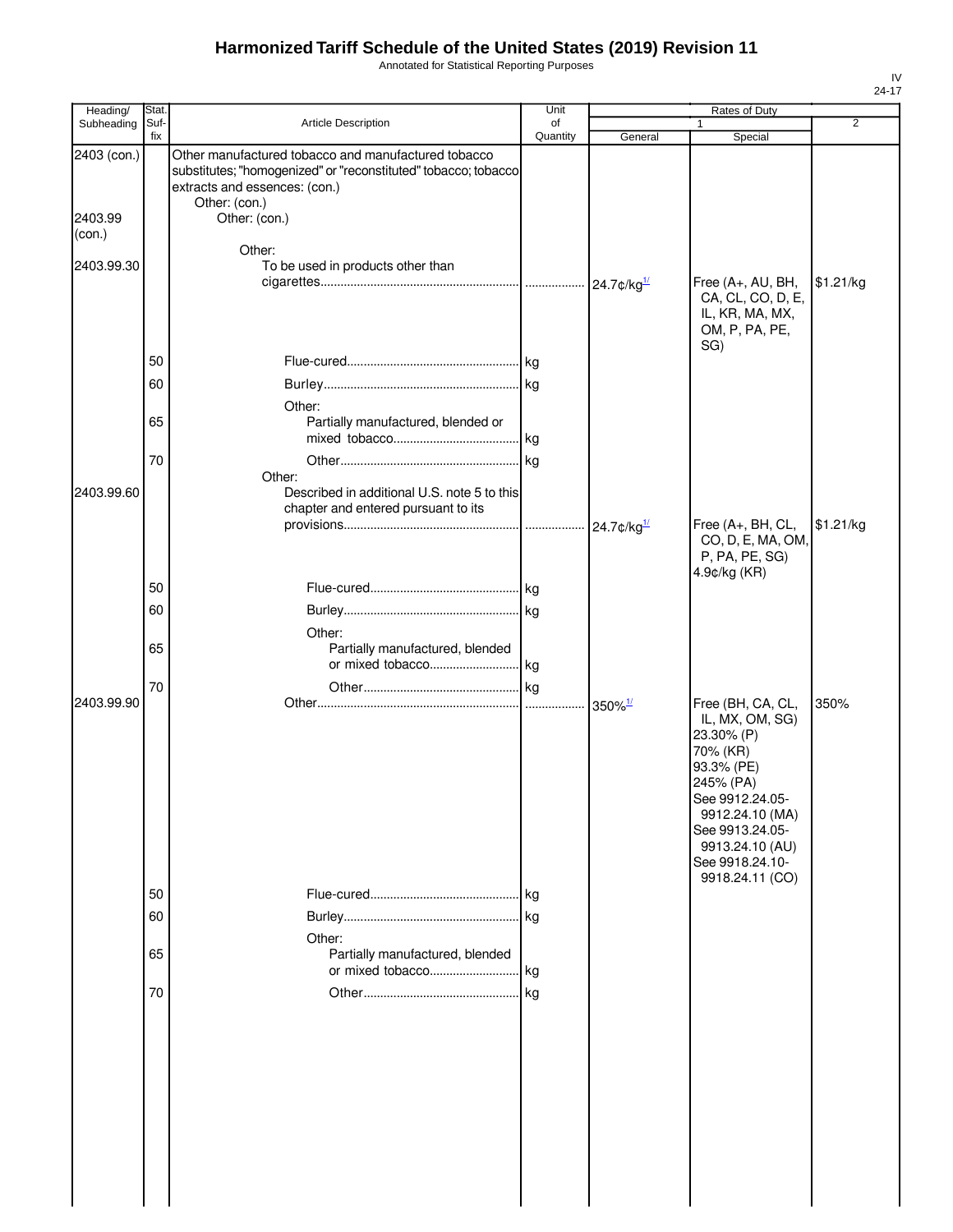# Harmonized Tariff Schedule of the United States (2019) Revision 11

Annotated for Statistical Reporting Purposes

IV
24-17

| Heading/ Subheading | Stat. Suf- fix | Article Description | Unit of Quantity | Rates of Duty 1 General | Special | 2 |
|---|---|---|---|---|---|---|
| 2403 (con.) | | Other manufactured tobacco and manufactured tobacco substitutes; "homogenized" or "reconstituted" tobacco; tobacco extracts and essences: (con.) | | | | |
| | | Other: (con.) | | | | |
| 2403.99 (con.) | | Other: (con.) | | | | |
| | | Other: | | | | |
| 2403.99.30 | | To be used in products other than cigarettes | | 24.7¢/kg [1/] | Free (A+, AU, BH, CA, CL, CO, D, E, IL, KR, MA, MX, OM, P, PA, PE, SG) | $1.21/kg |
| | 50 | Flue-cured | kg | | | |
| | 60 | Burley | kg | | | |
| | | Other: | | | | |
| | 65 | Partially manufactured, blended or mixed tobacco | kg | | | |
| | 70 | Other | kg | | | |
| | | Other: | | | | |
| 2403.99.60 | | Described in additional U.S. note 5 to this chapter and entered pursuant to its provisions | | 24.7¢/kg [1/] | Free (A+, BH, CL, CO, D, E, MA, OM, P, PA, PE, SG)<br>4.9¢/kg (KR) | $1.21/kg |
| | 50 | Flue-cured | kg | | | |
| | 60 | Burley | kg | | | |
| | | Other: | | | | |
| | 65 | Partially manufactured, blended or mixed tobacco | kg | | | |
| | 70 | Other | kg | | | |
| 2403.99.90 | | Other | | 350% [1/] | Free (BH, CA, CL, IL, MX, OM, SG)<br>23.30% (P)<br>70% (KR)<br>93.3% (PE)<br>245% (PA)<br>See 9912.24.05-9912.24.10 (MA)<br>See 9913.24.05-9913.24.10 (AU)<br>See 9918.24.10-9918.24.11 (CO) | 350% |
| | 50 | Flue-cured | kg | | | |
| | 60 | Burley | kg | | | |
| | | Other: | | | | |
| | 65 | Partially manufactured, blended or mixed tobacco | kg | | | |
| | 70 | Other | kg | | | |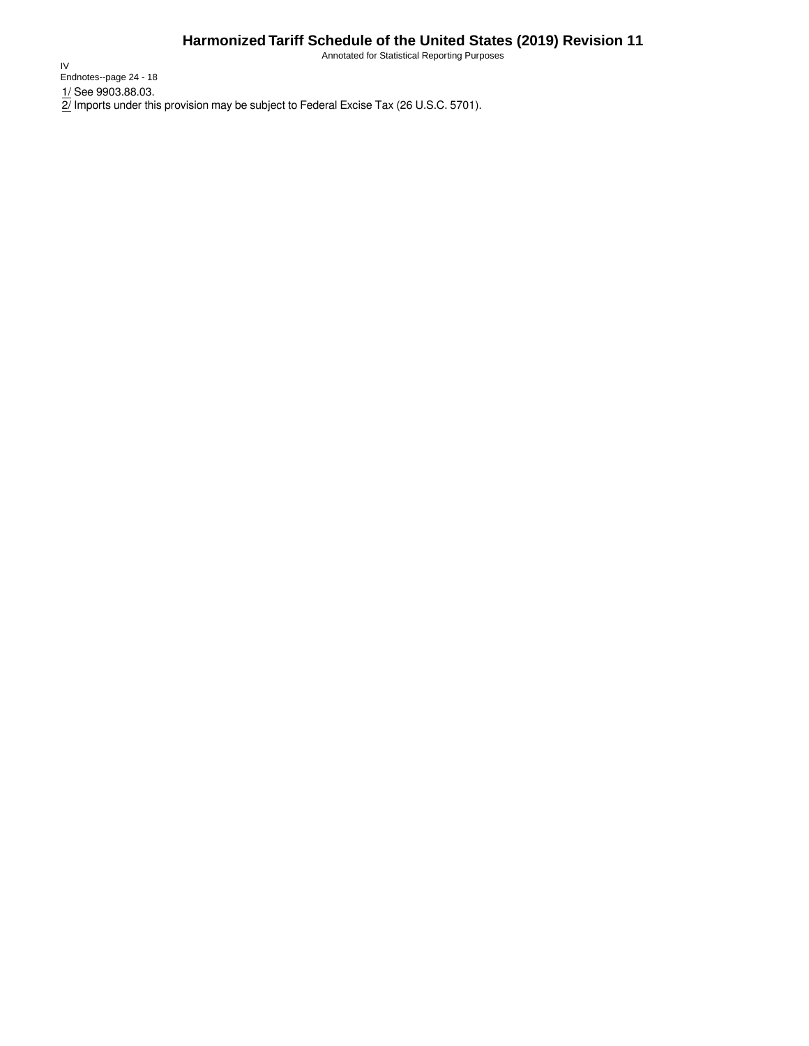1/ See 9903.88.03.

2/ Imports under this provision may be subject to Federal Excise Tax (26 U.S.C. 5701).